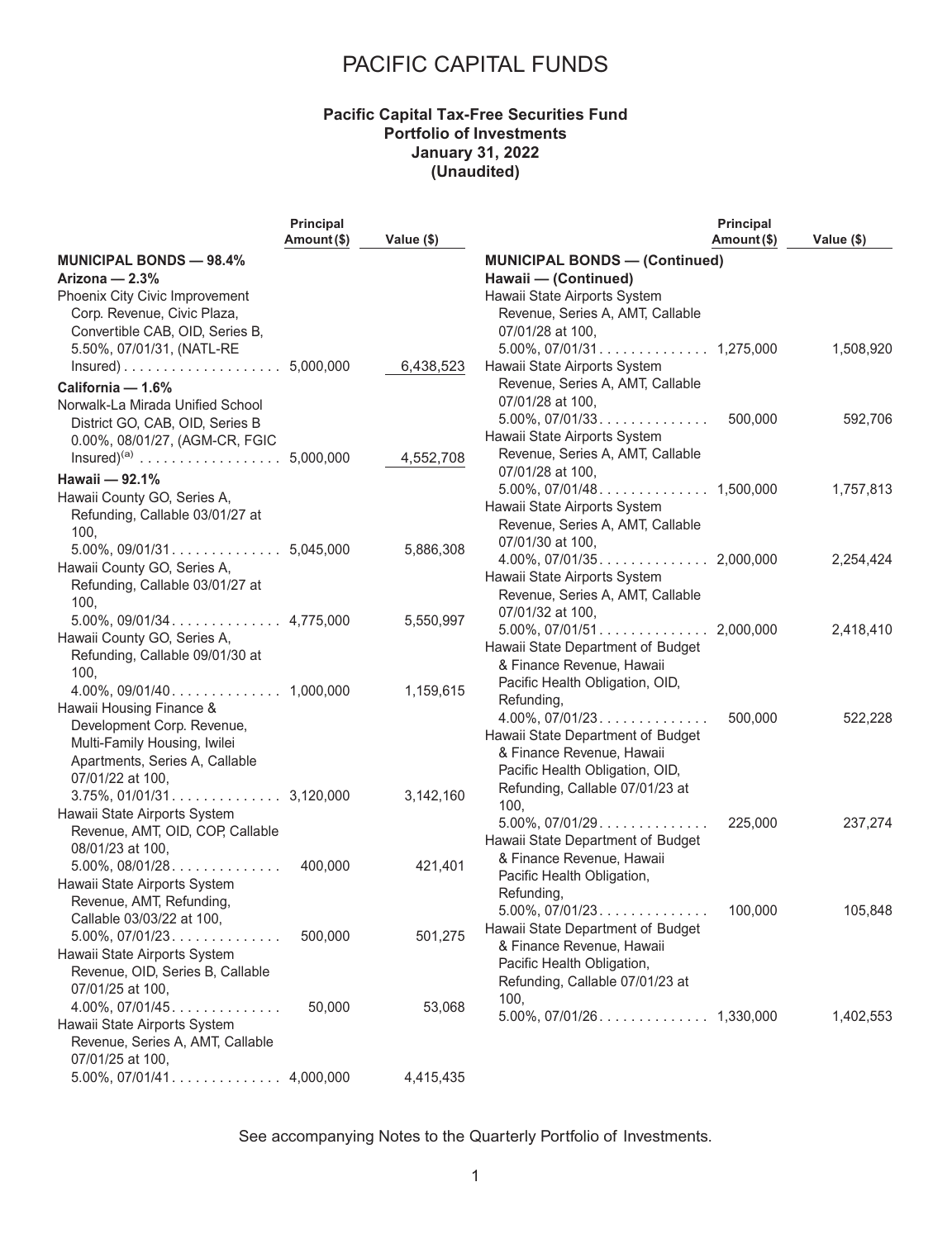# PACIFIC CAPITAL FUNDS

## Pacific Capital Tax-Free Securities Fund
## Portfolio of Investments
## January 31, 2022
## (Unaudited)

| | Principal Amount ($) | Value ($) |
|---|---|---|
| **MUNICIPAL BONDS — 98.4%** | | |
| **Arizona — 2.3%** | | |
| Phoenix City Civic Improvement Corp. Revenue, Civic Plaza, Convertible CAB, OID, Series B, 5.50%, 07/01/31, (NATL-RE Insured) | 5,000,000 | 6,438,523 |
| **California — 1.6%** | | |
| Norwalk-La Mirada Unified School District GO, CAB, OID, Series B 0.00%, 08/01/27, (AGM-CR, FGIC Insured)[(a)] | 5,000,000 | 4,552,708 |
| **Hawaii — 92.1%** | | |
| Hawaii County GO, Series A, Refunding, Callable 03/01/27 at 100, 5.00%, 09/01/31 | 5,045,000 | 5,886,308 |
| Hawaii County GO, Series A, Refunding, Callable 03/01/27 at 100, 5.00%, 09/01/34 | 4,775,000 | 5,550,997 |
| Hawaii County GO, Series A, Refunding, Callable 09/01/30 at 100, 4.00%, 09/01/40 | 1,000,000 | 1,159,615 |
| Hawaii Housing Finance & Development Corp. Revenue, Multi-Family Housing, Iwilei Apartments, Series A, Callable 07/01/22 at 100, 3.75%, 01/01/31 | 3,120,000 | 3,142,160 |
| Hawaii State Airports System Revenue, AMT, OID, COP, Callable 08/01/23 at 100, 5.00%, 08/01/28 | 400,000 | 421,401 |
| Hawaii State Airports System Revenue, AMT, Refunding, Callable 03/03/22 at 100, 5.00%, 07/01/23 | 500,000 | 501,275 |
| Hawaii State Airports System Revenue, OID, Series B, Callable 07/01/25 at 100, 4.00%, 07/01/45 | 50,000 | 53,068 |
| Hawaii State Airports System Revenue, Series A, AMT, Callable 07/01/25 at 100, 5.00%, 07/01/41 | 4,000,000 | 4,415,435 |
| **MUNICIPAL BONDS — (Continued)** | | |
| **Hawaii — (Continued)** | | |
| Hawaii State Airports System Revenue, Series A, AMT, Callable 07/01/28 at 100, 5.00%, 07/01/31 | 1,275,000 | 1,508,920 |
| Hawaii State Airports System Revenue, Series A, AMT, Callable 07/01/28 at 100, 5.00%, 07/01/33 | 500,000 | 592,706 |
| Hawaii State Airports System Revenue, Series A, AMT, Callable 07/01/28 at 100, 5.00%, 07/01/48 | 1,500,000 | 1,757,813 |
| Hawaii State Airports System Revenue, Series A, AMT, Callable 07/01/30 at 100, 4.00%, 07/01/35 | 2,000,000 | 2,254,424 |
| Hawaii State Airports System Revenue, Series A, AMT, Callable 07/01/32 at 100, 5.00%, 07/01/51 | 2,000,000 | 2,418,410 |
| Hawaii State Department of Budget & Finance Revenue, Hawaii Pacific Health Obligation, OID, Refunding, 4.00%, 07/01/23 | 500,000 | 522,228 |
| Hawaii State Department of Budget & Finance Revenue, Hawaii Pacific Health Obligation, OID, Refunding, Callable 07/01/23 at 100, 5.00%, 07/01/29 | 225,000 | 237,274 |
| Hawaii State Department of Budget & Finance Revenue, Hawaii Pacific Health Obligation, Refunding, 5.00%, 07/01/23 | 100,000 | 105,848 |
| Hawaii State Department of Budget & Finance Revenue, Hawaii Pacific Health Obligation, Refunding, Callable 07/01/23 at 100, 5.00%, 07/01/26 | 1,330,000 | 1,402,553 |

See accompanying Notes to the Quarterly Portfolio of Investments.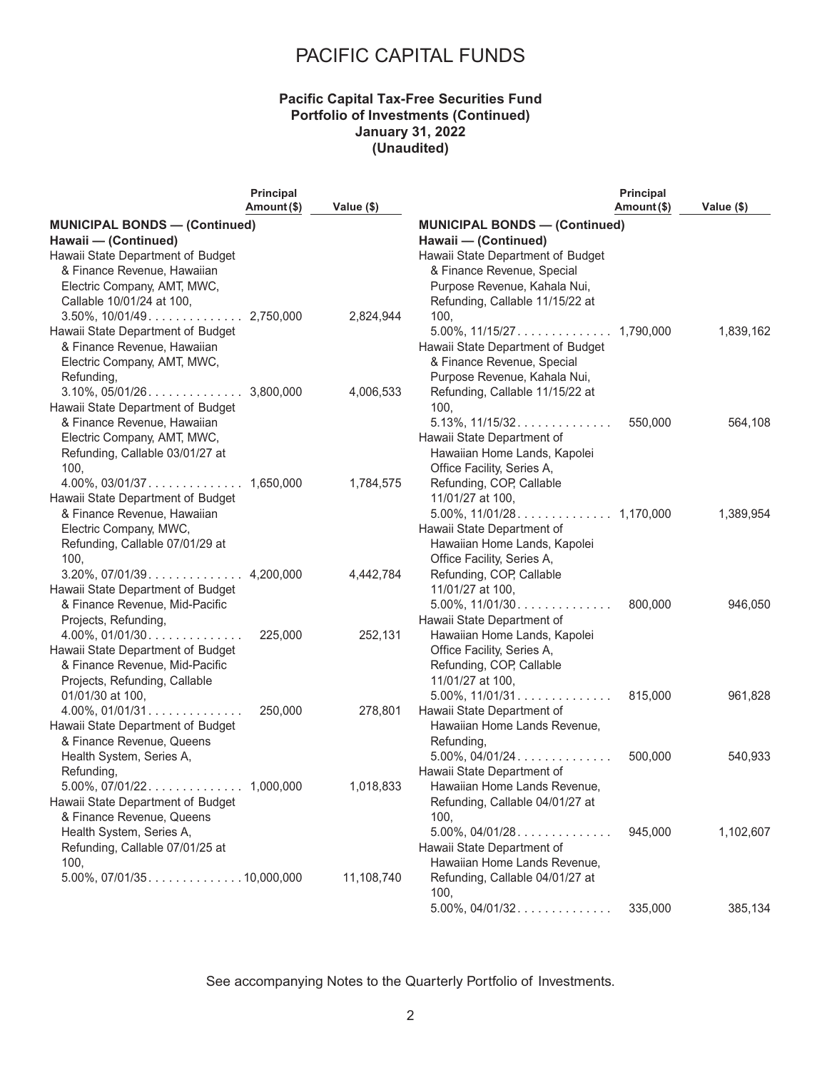# PACIFIC CAPITAL FUNDS

### Pacific Capital Tax-Free Securities Fund
### Portfolio of Investments (Continued)
### January 31, 2022
### (Unaudited)

| | Principal Amount ($) | Value ($) |
|---|---|---|
| **MUNICIPAL BONDS — (Continued)** | | |
| **Hawaii — (Continued)** | | |
| Hawaii State Department of Budget & Finance Revenue, Hawaiian Electric Company, AMT, MWC, Callable 10/01/24 at 100, 3.50%, 10/01/49 | 2,750,000 | 2,824,944 |
| Hawaii State Department of Budget & Finance Revenue, Hawaiian Electric Company, AMT, MWC, Refunding, 3.10%, 05/01/26 | 3,800,000 | 4,006,533 |
| Hawaii State Department of Budget & Finance Revenue, Hawaiian Electric Company, AMT, MWC, Refunding, Callable 03/01/27 at 100, 4.00%, 03/01/37 | 1,650,000 | 1,784,575 |
| Hawaii State Department of Budget & Finance Revenue, Hawaiian Electric Company, MWC, Refunding, Callable 07/01/29 at 100, 3.20%, 07/01/39 | 4,200,000 | 4,442,784 |
| Hawaii State Department of Budget & Finance Revenue, Mid-Pacific Projects, Refunding, 4.00%, 01/01/30 | 225,000 | 252,131 |
| Hawaii State Department of Budget & Finance Revenue, Mid-Pacific Projects, Refunding, Callable 01/01/30 at 100, 4.00%, 01/01/31 | 250,000 | 278,801 |
| Hawaii State Department of Budget & Finance Revenue, Queens Health System, Series A, Refunding, 5.00%, 07/01/22 | 1,000,000 | 1,018,833 |
| Hawaii State Department of Budget & Finance Revenue, Queens Health System, Series A, Refunding, Callable 07/01/25 at 100, 5.00%, 07/01/35 | 10,000,000 | 11,108,740 |
| Hawaii State Department of Budget & Finance Revenue, Special Purpose Revenue, Kahala Nui, Refunding, Callable 11/15/22 at 100, 5.00%, 11/15/27 | 1,790,000 | 1,839,162 |
| Hawaii State Department of Budget & Finance Revenue, Special Purpose Revenue, Kahala Nui, Refunding, Callable 11/15/22 at 100, 5.13%, 11/15/32 | 550,000 | 564,108 |
| Hawaii State Department of Hawaiian Home Lands, Kapolei Office Facility, Series A, Refunding, COP, Callable 11/01/27 at 100, 5.00%, 11/01/28 | 1,170,000 | 1,389,954 |
| Hawaii State Department of Hawaiian Home Lands, Kapolei Office Facility, Series A, Refunding, COP, Callable 11/01/27 at 100, 5.00%, 11/01/30 | 800,000 | 946,050 |
| Hawaii State Department of Hawaiian Home Lands, Kapolei Office Facility, Series A, Refunding, COP, Callable 11/01/27 at 100, 5.00%, 11/01/31 | 815,000 | 961,828 |
| Hawaii State Department of Hawaiian Home Lands Revenue, Refunding, 5.00%, 04/01/24 | 500,000 | 540,933 |
| Hawaii State Department of Hawaiian Home Lands Revenue, Refunding, Callable 04/01/27 at 100, 5.00%, 04/01/28 | 945,000 | 1,102,607 |
| Hawaii State Department of Hawaiian Home Lands Revenue, Refunding, Callable 04/01/27 at 100, 5.00%, 04/01/32 | 335,000 | 385,134 |

See accompanying Notes to the Quarterly Portfolio of Investments.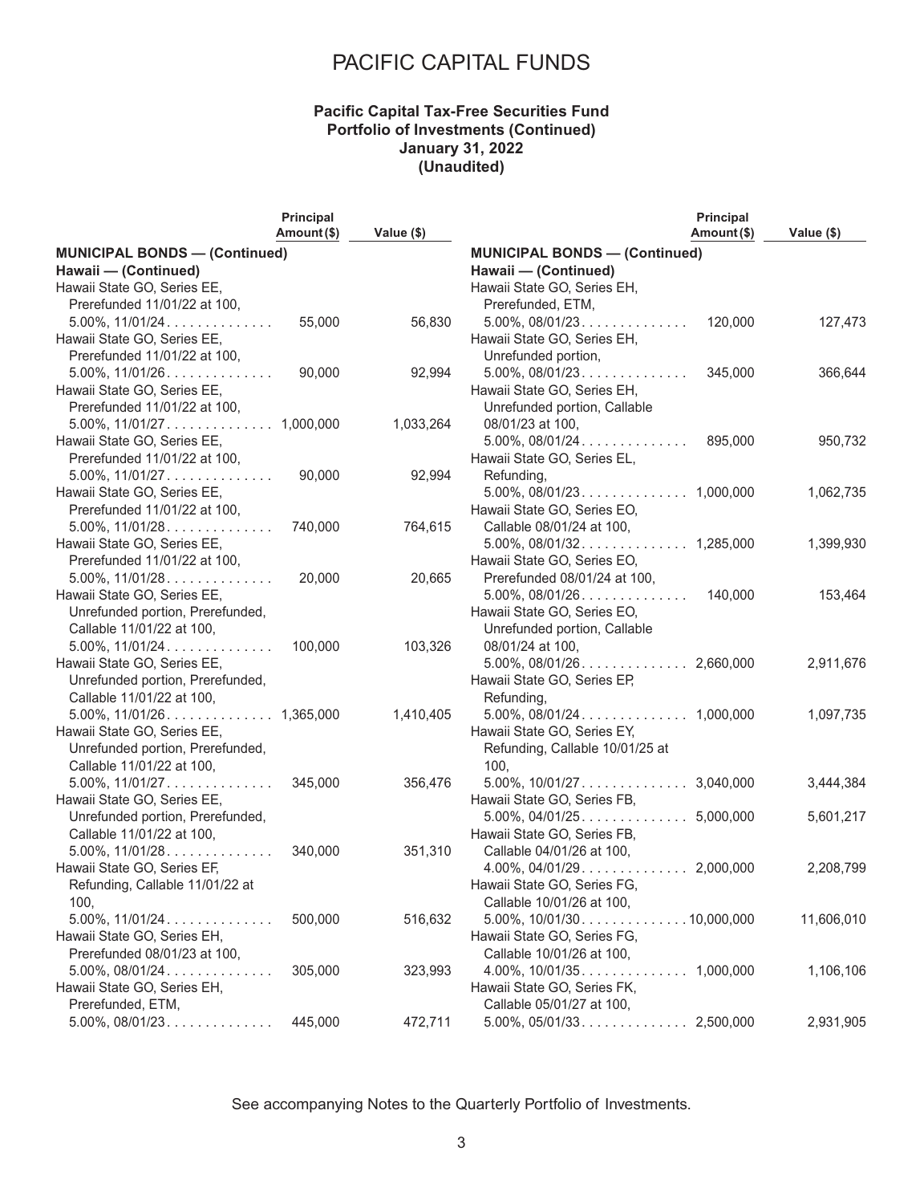# PACIFIC CAPITAL FUNDS

**Pacific Capital Tax-Free Securities Fund**
**Portfolio of Investments (Continued)**
**January 31, 2022**
**(Unaudited)**

| | Principal Amount ($) | Value ($) |
|---|---|---|
| **MUNICIPAL BONDS — (Continued)** | | |
| **Hawaii — (Continued)** | | |
| Hawaii State GO, Series EE, Prerefunded 11/01/22 at 100, 5.00%, 11/01/24 | 55,000 | 56,830 |
| Hawaii State GO, Series EE, Prerefunded 11/01/22 at 100, 5.00%, 11/01/26 | 90,000 | 92,994 |
| Hawaii State GO, Series EE, Prerefunded 11/01/22 at 100, 5.00%, 11/01/27 | 1,000,000 | 1,033,264 |
| Hawaii State GO, Series EE, Prerefunded 11/01/22 at 100, 5.00%, 11/01/27 | 90,000 | 92,994 |
| Hawaii State GO, Series EE, Prerefunded 11/01/22 at 100, 5.00%, 11/01/28 | 740,000 | 764,615 |
| Hawaii State GO, Series EE, Prerefunded 11/01/22 at 100, 5.00%, 11/01/28 | 20,000 | 20,665 |
| Hawaii State GO, Series EE, Unrefunded portion, Prerefunded, Callable 11/01/22 at 100, 5.00%, 11/01/24 | 100,000 | 103,326 |
| Hawaii State GO, Series EE, Unrefunded portion, Prerefunded, Callable 11/01/22 at 100, 5.00%, 11/01/26 | 1,365,000 | 1,410,405 |
| Hawaii State GO, Series EE, Unrefunded portion, Prerefunded, Callable 11/01/22 at 100, 5.00%, 11/01/27 | 345,000 | 356,476 |
| Hawaii State GO, Series EE, Unrefunded portion, Prerefunded, Callable 11/01/22 at 100, 5.00%, 11/01/28 | 340,000 | 351,310 |
| Hawaii State GO, Series EF, Refunding, Callable 11/01/22 at 100, 5.00%, 11/01/24 | 500,000 | 516,632 |
| Hawaii State GO, Series EH, Prerefunded 08/01/23 at 100, 5.00%, 08/01/24 | 305,000 | 323,993 |
| Hawaii State GO, Series EH, Prerefunded, ETM, 5.00%, 08/01/23 | 445,000 | 472,711 |
| Hawaii State GO, Series EH, Prerefunded, ETM, 5.00%, 08/01/23 | 120,000 | 127,473 |
| Hawaii State GO, Series EH, Unrefunded portion, 5.00%, 08/01/23 | 345,000 | 366,644 |
| Hawaii State GO, Series EH, Unrefunded portion, Callable 08/01/23 at 100, 5.00%, 08/01/24 | 895,000 | 950,732 |
| Hawaii State GO, Series EL, Refunding, 5.00%, 08/01/23 | 1,000,000 | 1,062,735 |
| Hawaii State GO, Series EO, Callable 08/01/24 at 100, 5.00%, 08/01/32 | 1,285,000 | 1,399,930 |
| Hawaii State GO, Series EO, Prerefunded 08/01/24 at 100, 5.00%, 08/01/26 | 140,000 | 153,464 |
| Hawaii State GO, Series EO, Unrefunded portion, Callable 08/01/24 at 100, 5.00%, 08/01/26 | 2,660,000 | 2,911,676 |
| Hawaii State GO, Series EP, Refunding, 5.00%, 08/01/24 | 1,000,000 | 1,097,735 |
| Hawaii State GO, Series EY, Refunding, Callable 10/01/25 at 100, 5.00%, 10/01/27 | 3,040,000 | 3,444,384 |
| Hawaii State GO, Series FB, 5.00%, 04/01/25 | 5,000,000 | 5,601,217 |
| Hawaii State GO, Series FB, Callable 04/01/26 at 100, 4.00%, 04/01/29 | 2,000,000 | 2,208,799 |
| Hawaii State GO, Series FG, Callable 10/01/26 at 100, 5.00%, 10/01/30 | 10,000,000 | 11,606,010 |
| Hawaii State GO, Series FG, Callable 10/01/26 at 100, 4.00%, 10/01/35 | 1,000,000 | 1,106,106 |
| Hawaii State GO, Series FK, Callable 05/01/27 at 100, 5.00%, 05/01/33 | 2,500,000 | 2,931,905 |

See accompanying Notes to the Quarterly Portfolio of Investments.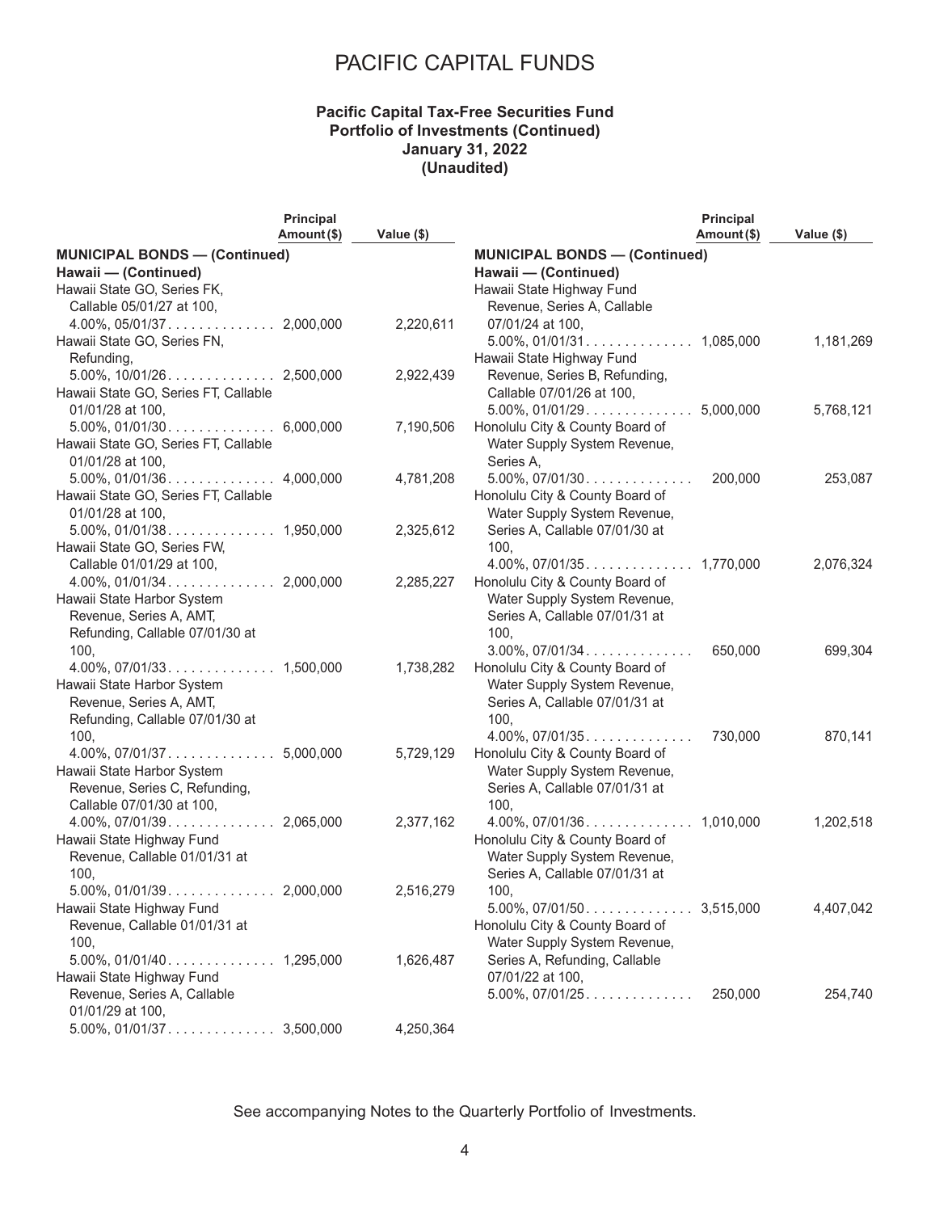# PACIFIC CAPITAL FUNDS

## Pacific Capital Tax-Free Securities Fund
## Portfolio of Investments (Continued)
## January 31, 2022
## (Unaudited)

| | Principal Amount ($) | Value ($) |
|---|---|---|
| **MUNICIPAL BONDS — (Continued)** | | |
| **Hawaii — (Continued)** | | |
| Hawaii State GO, Series FK, Callable 05/01/27 at 100, 4.00%, 05/01/37 | 2,000,000 | 2,220,611 |
| Hawaii State GO, Series FN, Refunding, 5.00%, 10/01/26 | 2,500,000 | 2,922,439 |
| Hawaii State GO, Series FT, Callable 01/01/28 at 100, 5.00%, 01/01/30 | 6,000,000 | 7,190,506 |
| Hawaii State GO, Series FT, Callable 01/01/28 at 100, 5.00%, 01/01/36 | 4,000,000 | 4,781,208 |
| Hawaii State GO, Series FT, Callable 01/01/28 at 100, 5.00%, 01/01/38 | 1,950,000 | 2,325,612 |
| Hawaii State GO, Series FW, Callable 01/01/29 at 100, 4.00%, 01/01/34 | 2,000,000 | 2,285,227 |
| Hawaii State Harbor System Revenue, Series A, AMT, Refunding, Callable 07/01/30 at 100, 4.00%, 07/01/33 | 1,500,000 | 1,738,282 |
| Hawaii State Harbor System Revenue, Series A, AMT, Refunding, Callable 07/01/30 at 100, 4.00%, 07/01/37 | 5,000,000 | 5,729,129 |
| Hawaii State Harbor System Revenue, Series C, Refunding, Callable 07/01/30 at 100, 4.00%, 07/01/39 | 2,065,000 | 2,377,162 |
| Hawaii State Highway Fund Revenue, Callable 01/01/31 at 100, 5.00%, 01/01/39 | 2,000,000 | 2,516,279 |
| Hawaii State Highway Fund Revenue, Callable 01/01/31 at 100, 5.00%, 01/01/40 | 1,295,000 | 1,626,487 |
| Hawaii State Highway Fund Revenue, Series A, Callable 01/01/29 at 100, 5.00%, 01/01/37 | 3,500,000 | 4,250,364 |
| Hawaii State Highway Fund Revenue, Series A, Callable 07/01/24 at 100, 5.00%, 01/01/31 | 1,085,000 | 1,181,269 |
| Hawaii State Highway Fund Revenue, Series B, Refunding, Callable 07/01/26 at 100, 5.00%, 01/01/29 | 5,000,000 | 5,768,121 |
| Honolulu City & County Board of Water Supply System Revenue, Series A, 5.00%, 07/01/30 | 200,000 | 253,087 |
| Honolulu City & County Board of Water Supply System Revenue, Series A, Callable 07/01/30 at 100, 4.00%, 07/01/35 | 1,770,000 | 2,076,324 |
| Honolulu City & County Board of Water Supply System Revenue, Series A, Callable 07/01/31 at 100, 3.00%, 07/01/34 | 650,000 | 699,304 |
| Honolulu City & County Board of Water Supply System Revenue, Series A, Callable 07/01/31 at 100, 4.00%, 07/01/35 | 730,000 | 870,141 |
| Honolulu City & County Board of Water Supply System Revenue, Series A, Callable 07/01/31 at 100, 4.00%, 07/01/36 | 1,010,000 | 1,202,518 |
| Honolulu City & County Board of Water Supply System Revenue, Series A, Callable 07/01/31 at 100, 5.00%, 07/01/50 | 3,515,000 | 4,407,042 |
| Honolulu City & County Board of Water Supply System Revenue, Series A, Refunding, Callable 07/01/22 at 100, 5.00%, 07/01/25 | 250,000 | 254,740 |

See accompanying Notes to the Quarterly Portfolio of Investments.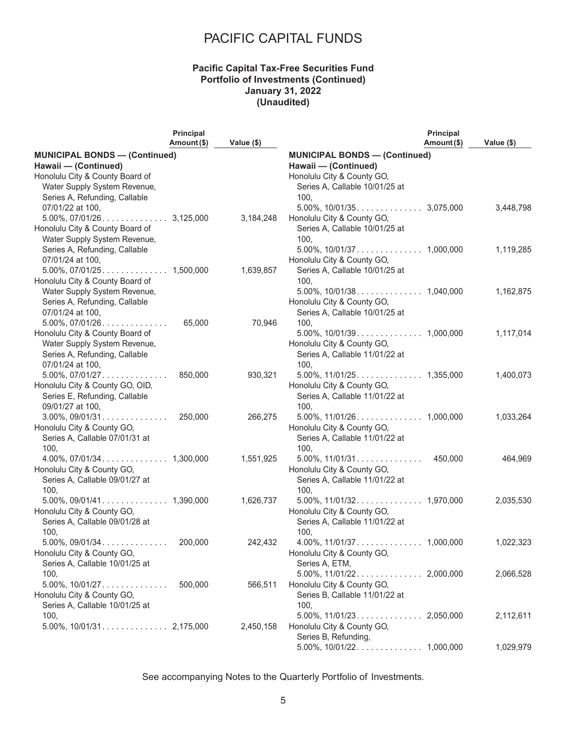# PACIFIC CAPITAL FUNDS

**Pacific Capital Tax-Free Securities Fund**
**Portfolio of Investments (Continued)**
**January 31, 2022**
**(Unaudited)**

| | Principal Amount ($) | Value ($) |
|---|---|---|
| **MUNICIPAL BONDS — (Continued)** | | |
| **Hawaii — (Continued)** | | |
| Honolulu City & County Board of Water Supply System Revenue, Series A, Refunding, Callable 07/01/22 at 100, 5.00%, 07/01/26 | 3,125,000 | 3,184,248 |
| Honolulu City & County Board of Water Supply System Revenue, Series A, Refunding, Callable 07/01/24 at 100, 5.00%, 07/01/25 | 1,500,000 | 1,639,857 |
| Honolulu City & County Board of Water Supply System Revenue, Series A, Refunding, Callable 07/01/24 at 100, 5.00%, 07/01/26 | 65,000 | 70,946 |
| Honolulu City & County Board of Water Supply System Revenue, Series A, Refunding, Callable 07/01/24 at 100, 5.00%, 07/01/27 | 850,000 | 930,321 |
| Honolulu City & County GO, OID, Series E, Refunding, Callable 09/01/27 at 100, 3.00%, 09/01/31 | 250,000 | 266,275 |
| Honolulu City & County GO, Series A, Callable 07/01/31 at 100, 4.00%, 07/01/34 | 1,300,000 | 1,551,925 |
| Honolulu City & County GO, Series A, Callable 09/01/27 at 100, 5.00%, 09/01/41 | 1,390,000 | 1,626,737 |
| Honolulu City & County GO, Series A, Callable 09/01/28 at 100, 5.00%, 09/01/34 | 200,000 | 242,432 |
| Honolulu City & County GO, Series A, Callable 10/01/25 at 100, 5.00%, 10/01/27 | 500,000 | 566,511 |
| Honolulu City & County GO, Series A, Callable 10/01/25 at 100, 5.00%, 10/01/31 | 2,175,000 | 2,450,158 |
| Honolulu City & County GO, Series A, Callable 10/01/25 at 100, 5.00%, 10/01/35 | 3,075,000 | 3,448,798 |
| Honolulu City & County GO, Series A, Callable 10/01/25 at 100, 5.00%, 10/01/37 | 1,000,000 | 1,119,285 |
| Honolulu City & County GO, Series A, Callable 10/01/25 at 100, 5.00%, 10/01/38 | 1,040,000 | 1,162,875 |
| Honolulu City & County GO, Series A, Callable 10/01/25 at 100, 5.00%, 10/01/39 | 1,000,000 | 1,117,014 |
| Honolulu City & County GO, Series A, Callable 11/01/22 at 100, 5.00%, 11/01/25 | 1,355,000 | 1,400,073 |
| Honolulu City & County GO, Series A, Callable 11/01/22 at 100, 5.00%, 11/01/26 | 1,000,000 | 1,033,264 |
| Honolulu City & County GO, Series A, Callable 11/01/22 at 100, 5.00%, 11/01/31 | 450,000 | 464,969 |
| Honolulu City & County GO, Series A, Callable 11/01/22 at 100, 5.00%, 11/01/32 | 1,970,000 | 2,035,530 |
| Honolulu City & County GO, Series A, Callable 11/01/22 at 100, 4.00%, 11/01/37 | 1,000,000 | 1,022,323 |
| Honolulu City & County GO, Series A, ETM, 5.00%, 11/01/22 | 2,000,000 | 2,066,528 |
| Honolulu City & County GO, Series B, Callable 11/01/22 at 100, 5.00%, 11/01/23 | 2,050,000 | 2,112,611 |
| Honolulu City & County GO, Series B, Refunding, 5.00%, 10/01/22 | 1,000,000 | 1,029,979 |

See accompanying Notes to the Quarterly Portfolio of Investments.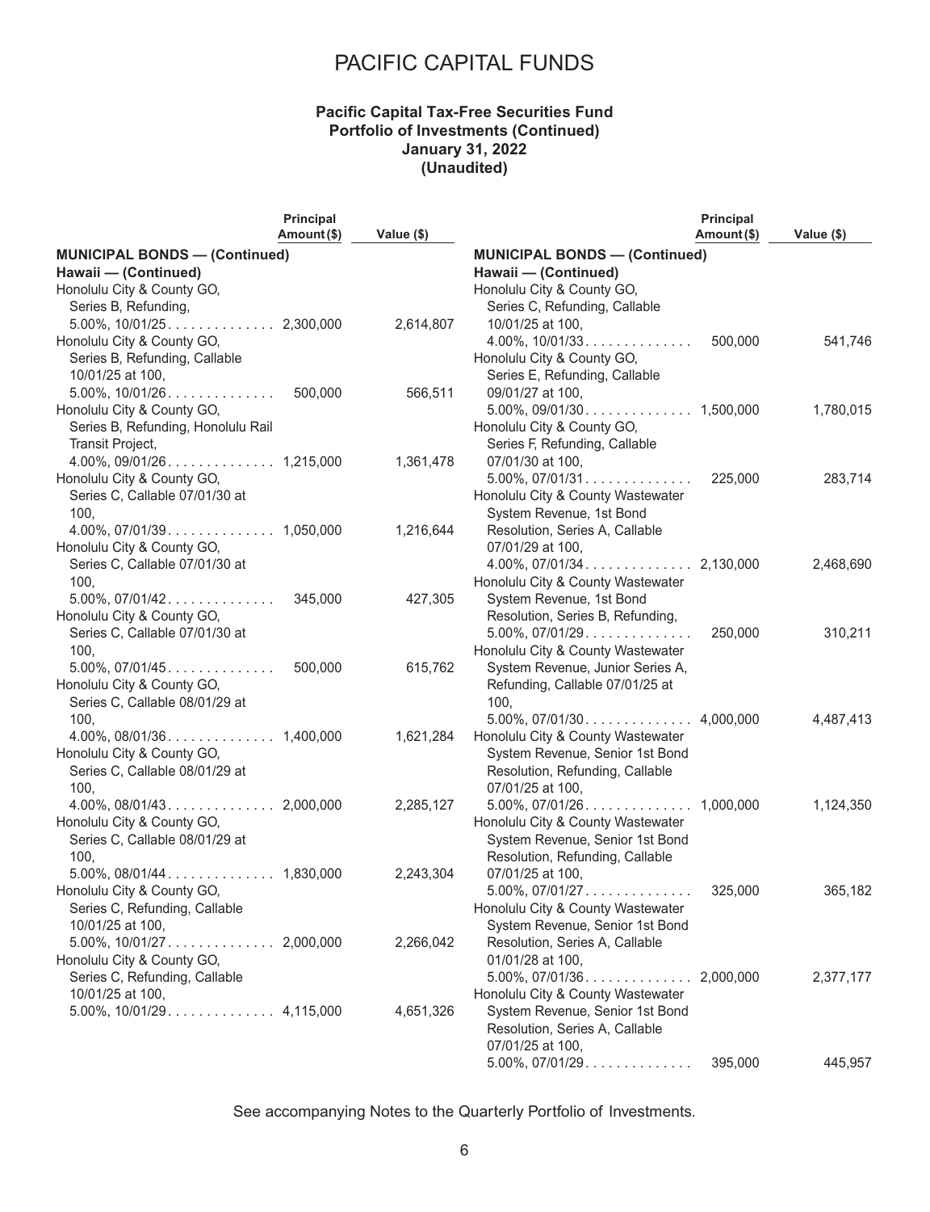# PACIFIC CAPITAL FUNDS

**Pacific Capital Tax-Free Securities Fund**
**Portfolio of Investments (Continued)**
**January 31, 2022**
**(Unaudited)**

| | Principal Amount ($) | Value ($) |
|---|---|---|
| **MUNICIPAL BONDS — (Continued)** | | |
| **Hawaii — (Continued)** | | |
| Honolulu City & County GO, Series B, Refunding, 5.00%, 10/01/25 | 2,300,000 | 2,614,807 |
| Honolulu City & County GO, Series B, Refunding, Callable 10/01/25 at 100, 5.00%, 10/01/26 | 500,000 | 566,511 |
| Honolulu City & County GO, Series B, Refunding, Honolulu Rail Transit Project, 4.00%, 09/01/26 | 1,215,000 | 1,361,478 |
| Honolulu City & County GO, Series C, Callable 07/01/30 at 100, 4.00%, 07/01/39 | 1,050,000 | 1,216,644 |
| Honolulu City & County GO, Series C, Callable 07/01/30 at 100, 5.00%, 07/01/42 | 345,000 | 427,305 |
| Honolulu City & County GO, Series C, Callable 07/01/30 at 100, 5.00%, 07/01/45 | 500,000 | 615,762 |
| Honolulu City & County GO, Series C, Callable 08/01/29 at 100, 4.00%, 08/01/36 | 1,400,000 | 1,621,284 |
| Honolulu City & County GO, Series C, Callable 08/01/29 at 100, 4.00%, 08/01/43 | 2,000,000 | 2,285,127 |
| Honolulu City & County GO, Series C, Callable 08/01/29 at 100, 5.00%, 08/01/44 | 1,830,000 | 2,243,304 |
| Honolulu City & County GO, Series C, Refunding, Callable 10/01/25 at 100, 5.00%, 10/01/27 | 2,000,000 | 2,266,042 |
| Honolulu City & County GO, Series C, Refunding, Callable 10/01/25 at 100, 5.00%, 10/01/29 | 4,115,000 | 4,651,326 |
| Honolulu City & County GO, Series C, Refunding, Callable 10/01/25 at 100, 4.00%, 10/01/33 | 500,000 | 541,746 |
| Honolulu City & County GO, Series E, Refunding, Callable 09/01/27 at 100, 5.00%, 09/01/30 | 1,500,000 | 1,780,015 |
| Honolulu City & County GO, Series F, Refunding, Callable 07/01/30 at 100, 5.00%, 07/01/31 | 225,000 | 283,714 |
| Honolulu City & County Wastewater System Revenue, 1st Bond Resolution, Series A, Callable 07/01/29 at 100, 4.00%, 07/01/34 | 2,130,000 | 2,468,690 |
| Honolulu City & County Wastewater System Revenue, 1st Bond Resolution, Series B, Refunding, 5.00%, 07/01/29 | 250,000 | 310,211 |
| Honolulu City & County Wastewater System Revenue, Junior Series A, Refunding, Callable 07/01/25 at 100, 5.00%, 07/01/30 | 4,000,000 | 4,487,413 |
| Honolulu City & County Wastewater System Revenue, Senior 1st Bond Resolution, Refunding, Callable 07/01/25 at 100, 5.00%, 07/01/26 | 1,000,000 | 1,124,350 |
| Honolulu City & County Wastewater System Revenue, Senior 1st Bond Resolution, Refunding, Callable 07/01/25 at 100, 5.00%, 07/01/27 | 325,000 | 365,182 |
| Honolulu City & County Wastewater System Revenue, Senior 1st Bond Resolution, Series A, Callable 01/01/28 at 100, 5.00%, 07/01/36 | 2,000,000 | 2,377,177 |
| Honolulu City & County Wastewater System Revenue, Senior 1st Bond Resolution, Series A, Callable 07/01/25 at 100, 5.00%, 07/01/29 | 395,000 | 445,957 |

See accompanying Notes to the Quarterly Portfolio of Investments.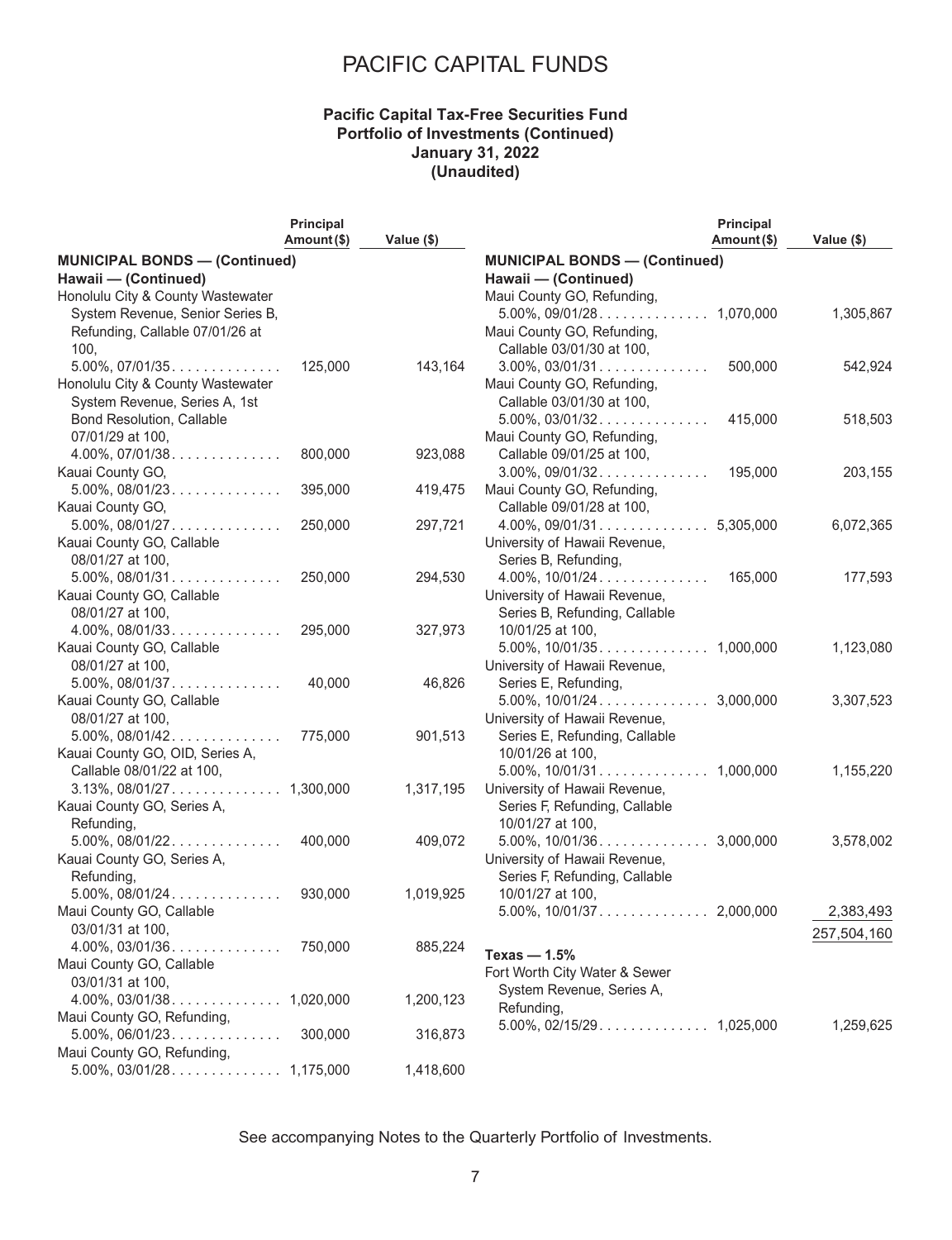# PACIFIC CAPITAL FUNDS

### Pacific Capital Tax-Free Securities Fund
### Portfolio of Investments (Continued)
### January 31, 2022
### (Unaudited)

| | Principal Amount ($) | Value ($) |
|---|---|---|
| **MUNICIPAL BONDS — (Continued)** | | |
| **Hawaii — (Continued)** | | |
| Honolulu City & County Wastewater System Revenue, Senior Series B, Refunding, Callable 07/01/26 at 100, 5.00%, 07/01/35 | 125,000 | 143,164 |
| Honolulu City & County Wastewater System Revenue, Series A, 1st Bond Resolution, Callable 07/01/29 at 100, 4.00%, 07/01/38 | 800,000 | 923,088 |
| Kauai County GO, 5.00%, 08/01/23 | 395,000 | 419,475 |
| Kauai County GO, 5.00%, 08/01/27 | 250,000 | 297,721 |
| Kauai County GO, Callable 08/01/27 at 100, 5.00%, 08/01/31 | 250,000 | 294,530 |
| Kauai County GO, Callable 08/01/27 at 100, 4.00%, 08/01/33 | 295,000 | 327,973 |
| Kauai County GO, Callable 08/01/27 at 100, 5.00%, 08/01/37 | 40,000 | 46,826 |
| Kauai County GO, Callable 08/01/27 at 100, 5.00%, 08/01/42 | 775,000 | 901,513 |
| Kauai County GO, OID, Series A, Callable 08/01/22 at 100, 3.13%, 08/01/27 | 1,300,000 | 1,317,195 |
| Kauai County GO, Series A, Refunding, 5.00%, 08/01/22 | 400,000 | 409,072 |
| Kauai County GO, Series A, Refunding, 5.00%, 08/01/24 | 930,000 | 1,019,925 |
| Maui County GO, Callable 03/01/31 at 100, 4.00%, 03/01/36 | 750,000 | 885,224 |
| Maui County GO, Callable 03/01/31 at 100, 4.00%, 03/01/38 | 1,020,000 | 1,200,123 |
| Maui County GO, Refunding, 5.00%, 06/01/23 | 300,000 | 316,873 |
| Maui County GO, Refunding, 5.00%, 03/01/28 | 1,175,000 | 1,418,600 |
| Maui County GO, Refunding, 5.00%, 09/01/28 | 1,070,000 | 1,305,867 |
| Maui County GO, Refunding, Callable 03/01/30 at 100, 3.00%, 03/01/31 | 500,000 | 542,924 |
| Maui County GO, Refunding, Callable 03/01/30 at 100, 5.00%, 03/01/32 | 415,000 | 518,503 |
| Maui County GO, Refunding, Callable 09/01/25 at 100, 3.00%, 09/01/32 | 195,000 | 203,155 |
| Maui County GO, Refunding, Callable 09/01/28 at 100, 4.00%, 09/01/31 | 5,305,000 | 6,072,365 |
| University of Hawaii Revenue, Series B, Refunding, 4.00%, 10/01/24 | 165,000 | 177,593 |
| University of Hawaii Revenue, Series B, Refunding, Callable 10/01/25 at 100, 5.00%, 10/01/35 | 1,000,000 | 1,123,080 |
| University of Hawaii Revenue, Series E, Refunding, 5.00%, 10/01/24 | 3,000,000 | 3,307,523 |
| University of Hawaii Revenue, Series E, Refunding, Callable 10/01/26 at 100, 5.00%, 10/01/31 | 1,000,000 | 1,155,220 |
| University of Hawaii Revenue, Series F, Refunding, Callable 10/01/27 at 100, 5.00%, 10/01/36 | 3,000,000 | 3,578,002 |
| University of Hawaii Revenue, Series F, Refunding, Callable 10/01/27 at 100, 5.00%, 10/01/37 | 2,000,000 | 2,383,493 |
| | | 257,504,160 |
| **Texas — 1.5%** | | |
| Fort Worth City Water & Sewer System Revenue, Series A, Refunding, 5.00%, 02/15/29 | 1,025,000 | 1,259,625 |

See accompanying Notes to the Quarterly Portfolio of Investments.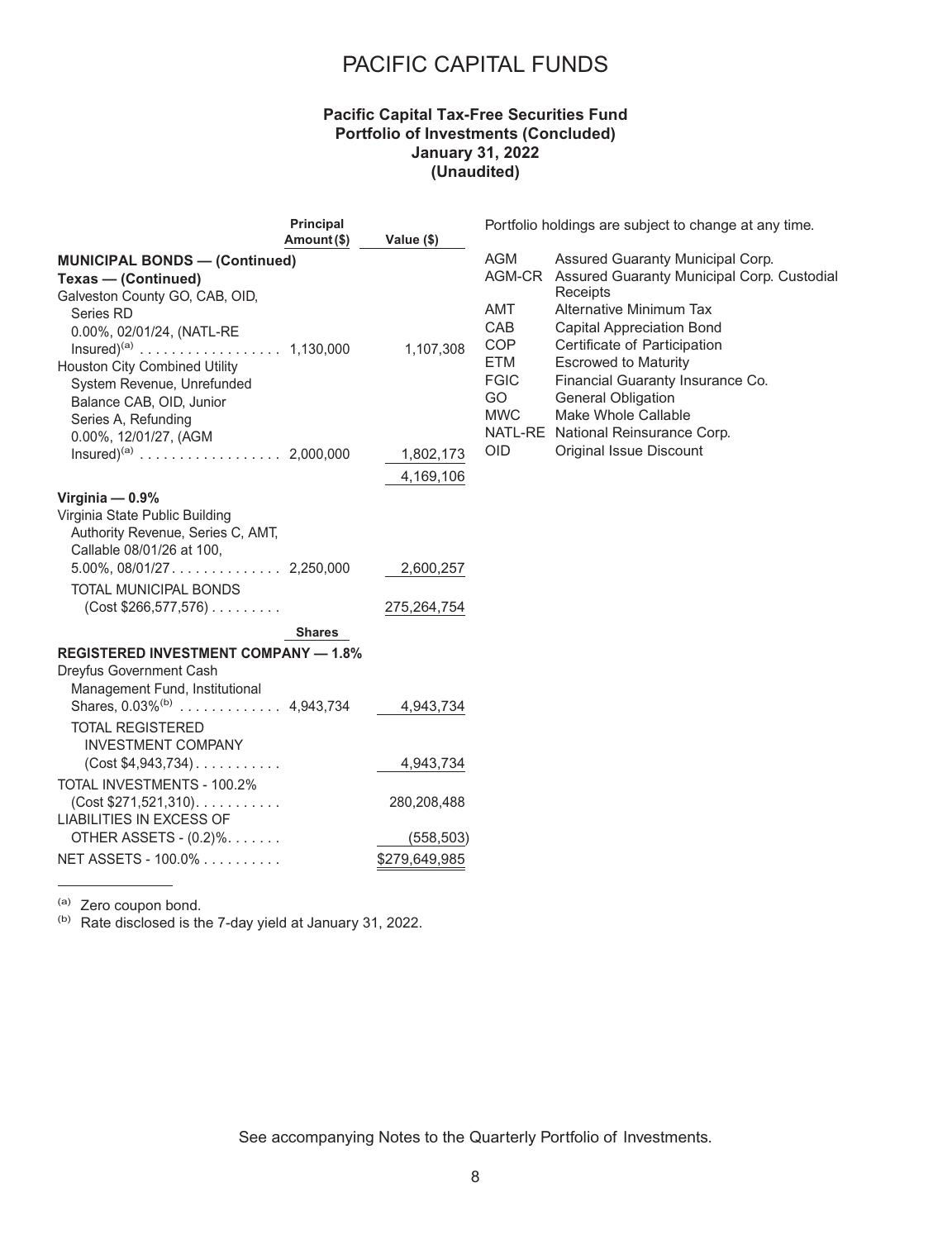# PACIFIC CAPITAL FUNDS

## Pacific Capital Tax-Free Securities Fund
### Portfolio of Investments (Concluded)
### January 31, 2022
### (Unaudited)

| | Principal Amount ($) | Value ($) |
|---|---|---|
| **MUNICIPAL BONDS — (Continued)** | | |
| **Texas — (Continued)** | | |
| Galveston County GO, CAB, OID, Series RD 0.00%, 02/01/24, (NATL-RE Insured)[(a)] | 1,130,000 | 1,107,308 |
| Houston City Combined Utility System Revenue, Unrefunded Balance CAB, OID, Junior Series A, Refunding 0.00%, 12/01/27, (AGM Insured)[(a)] | 2,000,000 | 1,802,173 |
| | | 4,169,106 |
| **Virginia — 0.9%** | | |
| Virginia State Public Building Authority Revenue, Series C, AMT, Callable 08/01/26 at 100, 5.00%, 08/01/27 | 2,250,000 | 2,600,257 |
| TOTAL MUNICIPAL BONDS (Cost $266,577,576) | | 275,264,754 |
| | **Shares** | |
| **REGISTERED INVESTMENT COMPANY — 1.8%** | | |
| Dreyfus Government Cash Management Fund, Institutional Shares, 0.03%[(b)] | 4,943,734 | 4,943,734 |
| TOTAL REGISTERED INVESTMENT COMPANY (Cost $4,943,734) | | 4,943,734 |
| TOTAL INVESTMENTS - 100.2% (Cost $271,521,310) | | 280,208,488 |
| LIABILITIES IN EXCESS OF OTHER ASSETS - (0.2)% | | (558,503) |
| NET ASSETS - 100.0% | | $279,649,985 |

[(a)] Zero coupon bond.

[(b)] Rate disclosed is the 7-day yield at January 31, 2022.

Portfolio holdings are subject to change at any time.

| | |
|---|---|
| AGM | Assured Guaranty Municipal Corp. |
| AGM-CR | Assured Guaranty Municipal Corp. Custodial Receipts |
| AMT | Alternative Minimum Tax |
| CAB | Capital Appreciation Bond |
| COP | Certificate of Participation |
| ETM | Escrowed to Maturity |
| FGIC | Financial Guaranty Insurance Co. |
| GO | General Obligation |
| MWC | Make Whole Callable |
| NATL-RE | National Reinsurance Corp. |
| OID | Original Issue Discount |

See accompanying Notes to the Quarterly Portfolio of Investments.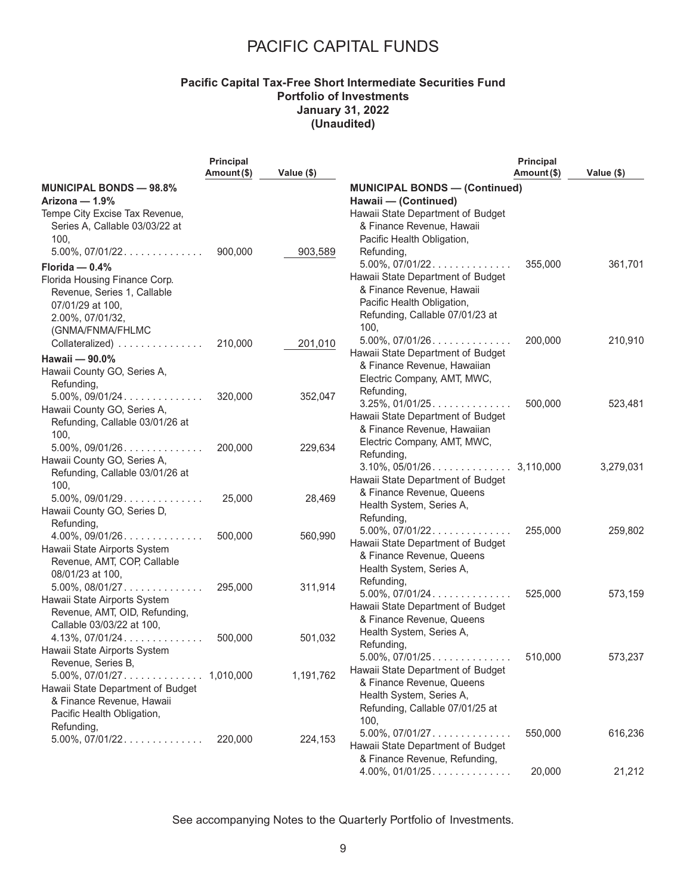# PACIFIC CAPITAL FUNDS

## Pacific Capital Tax-Free Short Intermediate Securities Fund
## Portfolio of Investments
## January 31, 2022
## (Unaudited)

| | Principal Amount ($) | Value ($) |
|---|---|---|
| **MUNICIPAL BONDS — 98.8%** | | |
| **Arizona — 1.9%** | | |
| Tempe City Excise Tax Revenue, Series A, Callable 03/03/22 at 100, 5.00%, 07/01/22 | 900,000 | 903,589 |
| **Florida — 0.4%** | | |
| Florida Housing Finance Corp. Revenue, Series 1, Callable 07/01/29 at 100, 2.00%, 07/01/32, (GNMA/FNMA/FHLMC Collateralized) | 210,000 | 201,010 |
| **Hawaii — 90.0%** | | |
| Hawaii County GO, Series A, Refunding, 5.00%, 09/01/24 | 320,000 | 352,047 |
| Hawaii County GO, Series A, Refunding, Callable 03/01/26 at 100, 5.00%, 09/01/26 | 200,000 | 229,634 |
| Hawaii County GO, Series A, Refunding, Callable 03/01/26 at 100, 5.00%, 09/01/29 | 25,000 | 28,469 |
| Hawaii County GO, Series D, Refunding, 4.00%, 09/01/26 | 500,000 | 560,990 |
| Hawaii State Airports System Revenue, AMT, COP, Callable 08/01/23 at 100, 5.00%, 08/01/27 | 295,000 | 311,914 |
| Hawaii State Airports System Revenue, AMT, OID, Refunding, Callable 03/03/22 at 100, 4.13%, 07/01/24 | 500,000 | 501,032 |
| Hawaii State Airports System Revenue, Series B, 5.00%, 07/01/27 | 1,010,000 | 1,191,762 |
| Hawaii State Department of Budget & Finance Revenue, Hawaii Pacific Health Obligation, Refunding, 5.00%, 07/01/22 | 220,000 | 224,153 |
| **MUNICIPAL BONDS — (Continued)** | | |
| **Hawaii — (Continued)** | | |
| Hawaii State Department of Budget & Finance Revenue, Hawaii Pacific Health Obligation, Refunding, 5.00%, 07/01/22 | 355,000 | 361,701 |
| Hawaii State Department of Budget & Finance Revenue, Hawaii Pacific Health Obligation, Refunding, Callable 07/01/23 at 100, 5.00%, 07/01/26 | 200,000 | 210,910 |
| Hawaii State Department of Budget & Finance Revenue, Hawaiian Electric Company, AMT, MWC, Refunding, 3.25%, 01/01/25 | 500,000 | 523,481 |
| Hawaii State Department of Budget & Finance Revenue, Hawaiian Electric Company, AMT, MWC, Refunding, 3.10%, 05/01/26 | 3,110,000 | 3,279,031 |
| Hawaii State Department of Budget & Finance Revenue, Queens Health System, Series A, Refunding, 5.00%, 07/01/22 | 255,000 | 259,802 |
| Hawaii State Department of Budget & Finance Revenue, Queens Health System, Series A, Refunding, 5.00%, 07/01/24 | 525,000 | 573,159 |
| Hawaii State Department of Budget & Finance Revenue, Queens Health System, Series A, Refunding, 5.00%, 07/01/25 | 510,000 | 573,237 |
| Hawaii State Department of Budget & Finance Revenue, Queens Health System, Series A, Refunding, Callable 07/01/25 at 100, 5.00%, 07/01/27 | 550,000 | 616,236 |
| Hawaii State Department of Budget & Finance Revenue, Refunding, 4.00%, 01/01/25 | 20,000 | 21,212 |

See accompanying Notes to the Quarterly Portfolio of Investments.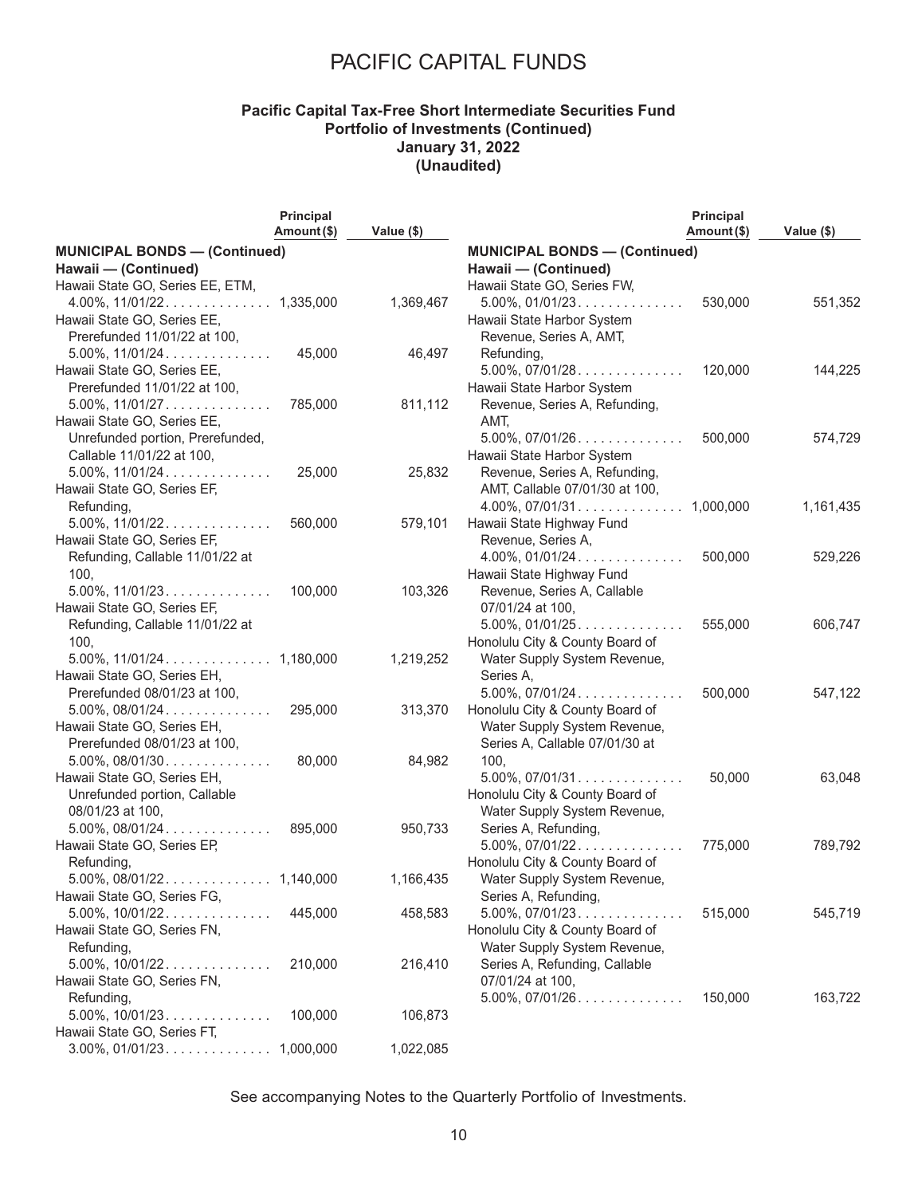# PACIFIC CAPITAL FUNDS

**Pacific Capital Tax-Free Short Intermediate Securities Fund**
**Portfolio of Investments (Continued)**
**January 31, 2022**
**(Unaudited)**

| | Principal Amount ($) | Value ($) |
|---|---|---|
| **MUNICIPAL BONDS — (Continued)** | | |
| **Hawaii — (Continued)** | | |
| Hawaii State GO, Series EE, ETM, 4.00%, 11/01/22 | 1,335,000 | 1,369,467 |
| Hawaii State GO, Series EE, Prerefunded 11/01/22 at 100, 5.00%, 11/01/24 | 45,000 | 46,497 |
| Hawaii State GO, Series EE, Prerefunded 11/01/22 at 100, 5.00%, 11/01/27 | 785,000 | 811,112 |
| Hawaii State GO, Series EE, Unrefunded portion, Prerefunded, Callable 11/01/22 at 100, 5.00%, 11/01/24 | 25,000 | 25,832 |
| Hawaii State GO, Series EF, Refunding, 5.00%, 11/01/22 | 560,000 | 579,101 |
| Hawaii State GO, Series EF, Refunding, Callable 11/01/22 at 100, 5.00%, 11/01/23 | 100,000 | 103,326 |
| Hawaii State GO, Series EF, Refunding, Callable 11/01/22 at 100, 5.00%, 11/01/24 | 1,180,000 | 1,219,252 |
| Hawaii State GO, Series EH, Prerefunded 08/01/23 at 100, 5.00%, 08/01/24 | 295,000 | 313,370 |
| Hawaii State GO, Series EH, Prerefunded 08/01/23 at 100, 5.00%, 08/01/30 | 80,000 | 84,982 |
| Hawaii State GO, Series EH, Unrefunded portion, Callable 08/01/23 at 100, 5.00%, 08/01/24 | 895,000 | 950,733 |
| Hawaii State GO, Series EP, Refunding, 5.00%, 08/01/22 | 1,140,000 | 1,166,435 |
| Hawaii State GO, Series FG, 5.00%, 10/01/22 | 445,000 | 458,583 |
| Hawaii State GO, Series FN, Refunding, 5.00%, 10/01/22 | 210,000 | 216,410 |
| Hawaii State GO, Series FN, Refunding, 5.00%, 10/01/23 | 100,000 | 106,873 |
| Hawaii State GO, Series FT, 3.00%, 01/01/23 | 1,000,000 | 1,022,085 |
| Hawaii State GO, Series FW, 5.00%, 01/01/23 | 530,000 | 551,352 |
| Hawaii State Harbor System Revenue, Series A, AMT, Refunding, 5.00%, 07/01/28 | 120,000 | 144,225 |
| Hawaii State Harbor System Revenue, Series A, Refunding, AMT, 5.00%, 07/01/26 | 500,000 | 574,729 |
| Hawaii State Harbor System Revenue, Series A, Refunding, AMT, Callable 07/01/30 at 100, 4.00%, 07/01/31 | 1,000,000 | 1,161,435 |
| Hawaii State Highway Fund Revenue, Series A, 4.00%, 01/01/24 | 500,000 | 529,226 |
| Hawaii State Highway Fund Revenue, Series A, Callable 07/01/24 at 100, 5.00%, 01/01/25 | 555,000 | 606,747 |
| Honolulu City & County Board of Water Supply System Revenue, Series A, 5.00%, 07/01/24 | 500,000 | 547,122 |
| Honolulu City & County Board of Water Supply System Revenue, Series A, Callable 07/01/30 at 100, 5.00%, 07/01/31 | 50,000 | 63,048 |
| Honolulu City & County Board of Water Supply System Revenue, Series A, Refunding, 5.00%, 07/01/22 | 775,000 | 789,792 |
| Honolulu City & County Board of Water Supply System Revenue, Series A, Refunding, 5.00%, 07/01/23 | 515,000 | 545,719 |
| Honolulu City & County Board of Water Supply System Revenue, Series A, Refunding, Callable 07/01/24 at 100, 5.00%, 07/01/26 | 150,000 | 163,722 |

See accompanying Notes to the Quarterly Portfolio of Investments.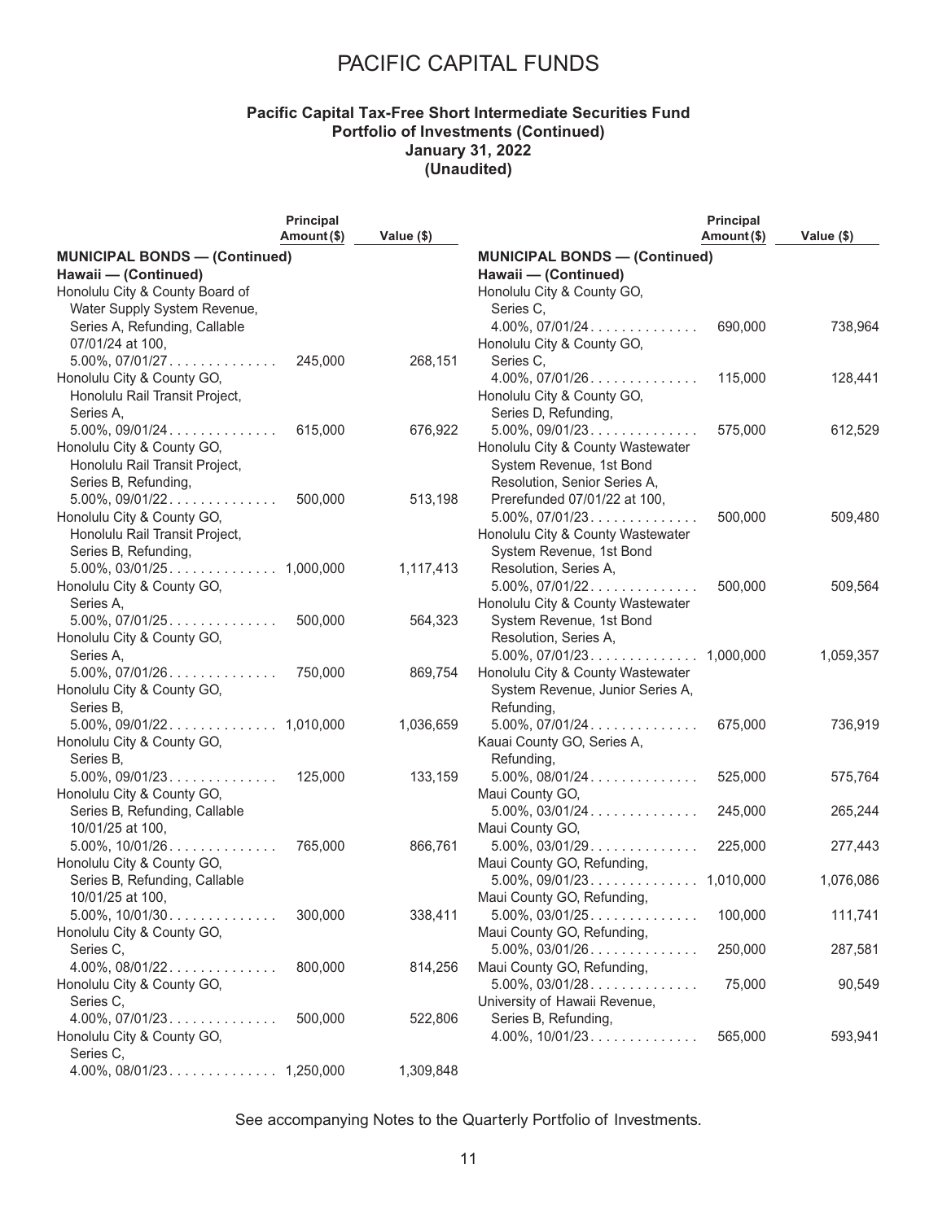# PACIFIC CAPITAL FUNDS

## Pacific Capital Tax-Free Short Intermediate Securities Fund
### Portfolio of Investments (Continued)
### January 31, 2022
### (Unaudited)

| | Principal Amount ($) | Value ($) |
|---|---|---|
| **MUNICIPAL BONDS — (Continued)** | | |
| **Hawaii — (Continued)** | | |
| Honolulu City & County Board of Water Supply System Revenue, Series A, Refunding, Callable 07/01/24 at 100, 5.00%, 07/01/27 | 245,000 | 268,151 |
| Honolulu City & County GO, Honolulu Rail Transit Project, Series A, 5.00%, 09/01/24 | 615,000 | 676,922 |
| Honolulu City & County GO, Honolulu Rail Transit Project, Series B, Refunding, 5.00%, 09/01/22 | 500,000 | 513,198 |
| Honolulu City & County GO, Honolulu Rail Transit Project, Series B, Refunding, 5.00%, 03/01/25 | 1,000,000 | 1,117,413 |
| Honolulu City & County GO, Series A, 5.00%, 07/01/25 | 500,000 | 564,323 |
| Honolulu City & County GO, Series A, 5.00%, 07/01/26 | 750,000 | 869,754 |
| Honolulu City & County GO, Series B, 5.00%, 09/01/22 | 1,010,000 | 1,036,659 |
| Honolulu City & County GO, Series B, 5.00%, 09/01/23 | 125,000 | 133,159 |
| Honolulu City & County GO, Series B, Refunding, Callable 10/01/25 at 100, 5.00%, 10/01/26 | 765,000 | 866,761 |
| Honolulu City & County GO, Series B, Refunding, Callable 10/01/25 at 100, 5.00%, 10/01/30 | 300,000 | 338,411 |
| Honolulu City & County GO, Series C, 4.00%, 08/01/22 | 800,000 | 814,256 |
| Honolulu City & County GO, Series C, 4.00%, 07/01/23 | 500,000 | 522,806 |
| Honolulu City & County GO, Series C, 4.00%, 08/01/23 | 1,250,000 | 1,309,848 |
| Honolulu City & County GO, Series C, 4.00%, 07/01/24 | 690,000 | 738,964 |
| Honolulu City & County GO, Series C, 4.00%, 07/01/26 | 115,000 | 128,441 |
| Honolulu City & County GO, Series D, Refunding, 5.00%, 09/01/23 | 575,000 | 612,529 |
| Honolulu City & County Wastewater System Revenue, 1st Bond Resolution, Senior Series A, Prerefunded 07/01/22 at 100, 5.00%, 07/01/23 | 500,000 | 509,480 |
| Honolulu City & County Wastewater System Revenue, 1st Bond Resolution, Series A, 5.00%, 07/01/22 | 500,000 | 509,564 |
| Honolulu City & County Wastewater System Revenue, 1st Bond Resolution, Series A, 5.00%, 07/01/23 | 1,000,000 | 1,059,357 |
| Honolulu City & County Wastewater System Revenue, Junior Series A, Refunding, 5.00%, 07/01/24 | 675,000 | 736,919 |
| Kauai County GO, Series A, Refunding, 5.00%, 08/01/24 | 525,000 | 575,764 |
| Maui County GO, 5.00%, 03/01/24 | 245,000 | 265,244 |
| Maui County GO, 5.00%, 03/01/29 | 225,000 | 277,443 |
| Maui County GO, Refunding, 5.00%, 09/01/23 | 1,010,000 | 1,076,086 |
| Maui County GO, Refunding, 5.00%, 03/01/25 | 100,000 | 111,741 |
| Maui County GO, Refunding, 5.00%, 03/01/26 | 250,000 | 287,581 |
| Maui County GO, Refunding, 5.00%, 03/01/28 | 75,000 | 90,549 |
| University of Hawaii Revenue, Series B, Refunding, 4.00%, 10/01/23 | 565,000 | 593,941 |

See accompanying Notes to the Quarterly Portfolio of Investments.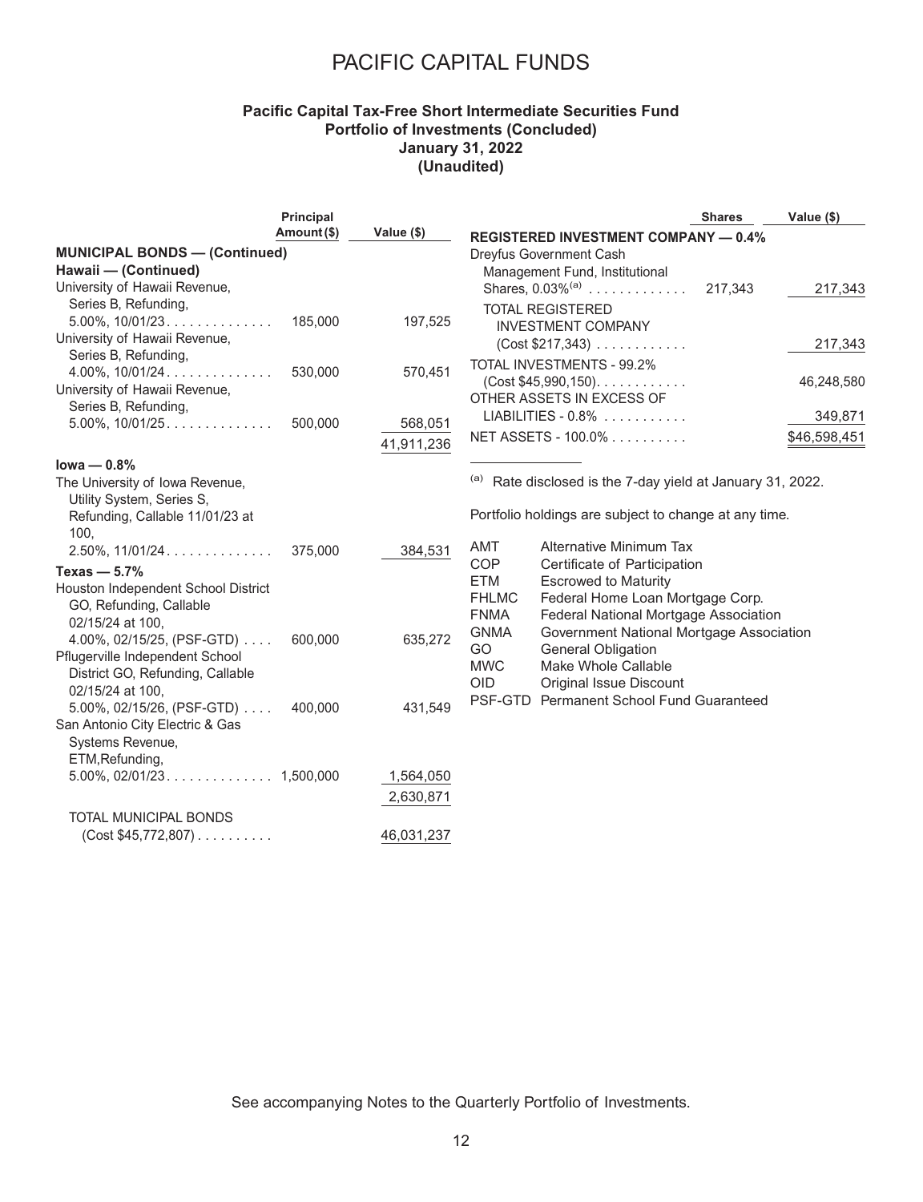# PACIFIC CAPITAL FUNDS

## Pacific Capital Tax-Free Short Intermediate Securities Fund
### Portfolio of Investments (Concluded)
### January 31, 2022
### (Unaudited)

| | Principal Amount ($) | Value ($) |
|---|---|---|
| **MUNICIPAL BONDS — (Continued)** | | |
| **Hawaii — (Continued)** | | |
| University of Hawaii Revenue, Series B, Refunding, 5.00%, 10/01/23 | 185,000 | 197,525 |
| University of Hawaii Revenue, Series B, Refunding, 4.00%, 10/01/24 | 530,000 | 570,451 |
| University of Hawaii Revenue, Series B, Refunding, 5.00%, 10/01/25 | 500,000 | 568,051 |
| | | 41,911,236 |
| **Iowa — 0.8%** | | |
| The University of Iowa Revenue, Utility System, Series S, Refunding, Callable 11/01/23 at 100, 2.50%, 11/01/24 | 375,000 | 384,531 |
| **Texas — 5.7%** | | |
| Houston Independent School District GO, Refunding, Callable 02/15/24 at 100, 4.00%, 02/15/25, (PSF-GTD) | 600,000 | 635,272 |
| Pflugerville Independent School District GO, Refunding, Callable 02/15/24 at 100, 5.00%, 02/15/26, (PSF-GTD) | 400,000 | 431,549 |
| San Antonio City Electric & Gas Systems Revenue, ETM,Refunding, 5.00%, 02/01/23 | 1,500,000 | 1,564,050 |
| | | 2,630,871 |
| TOTAL MUNICIPAL BONDS (Cost $45,772,807) | | 46,031,237 |

| | Shares | Value ($) |
|---|---|---|
| **REGISTERED INVESTMENT COMPANY — 0.4%** | | |
| Dreyfus Government Cash Management Fund, Institutional Shares, 0.03%[(a)] | 217,343 | 217,343 |
| TOTAL REGISTERED INVESTMENT COMPANY (Cost $217,343) | | 217,343 |
| TOTAL INVESTMENTS - 99.2% (Cost $45,990,150) | | 46,248,580 |
| OTHER ASSETS IN EXCESS OF LIABILITIES - 0.8% | | 349,871 |
| NET ASSETS - 100.0% | | $46,598,451 |

[(a)] Rate disclosed is the 7-day yield at January 31, 2022.

Portfolio holdings are subject to change at any time.

| | |
|---|---|
| AMT | Alternative Minimum Tax |
| COP | Certificate of Participation |
| ETM | Escrowed to Maturity |
| FHLMC | Federal Home Loan Mortgage Corp. |
| FNMA | Federal National Mortgage Association |
| GNMA | Government National Mortgage Association |
| GO | General Obligation |
| MWC | Make Whole Callable |
| OID | Original Issue Discount |
| PSF-GTD | Permanent School Fund Guaranteed |

See accompanying Notes to the Quarterly Portfolio of Investments.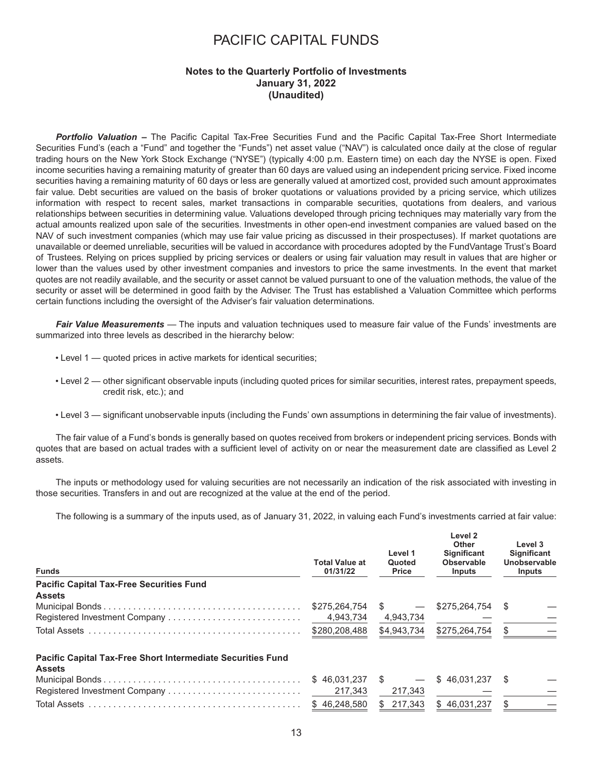# PACIFIC CAPITAL FUNDS

### Notes to the Quarterly Portfolio of Investments
### January 31, 2022
### (Unaudited)

***Portfolio Valuation –*** The Pacific Capital Tax-Free Securities Fund and the Pacific Capital Tax-Free Short Intermediate Securities Fund's (each a "Fund" and together the "Funds") net asset value ("NAV") is calculated once daily at the close of regular trading hours on the New York Stock Exchange ("NYSE") (typically 4:00 p.m. Eastern time) on each day the NYSE is open. Fixed income securities having a remaining maturity of greater than 60 days are valued using an independent pricing service. Fixed income securities having a remaining maturity of 60 days or less are generally valued at amortized cost, provided such amount approximates fair value. Debt securities are valued on the basis of broker quotations or valuations provided by a pricing service, which utilizes information with respect to recent sales, market transactions in comparable securities, quotations from dealers, and various relationships between securities in determining value. Valuations developed through pricing techniques may materially vary from the actual amounts realized upon sale of the securities. Investments in other open-end investment companies are valued based on the NAV of such investment companies (which may use fair value pricing as discussed in their prospectuses). If market quotations are unavailable or deemed unreliable, securities will be valued in accordance with procedures adopted by the FundVantage Trust's Board of Trustees. Relying on prices supplied by pricing services or dealers or using fair valuation may result in values that are higher or lower than the values used by other investment companies and investors to price the same investments. In the event that market quotes are not readily available, and the security or asset cannot be valued pursuant to one of the valuation methods, the value of the security or asset will be determined in good faith by the Adviser. The Trust has established a Valuation Committee which performs certain functions including the oversight of the Adviser's fair valuation determinations.

***Fair Value Measurements*** — The inputs and valuation techniques used to measure fair value of the Funds' investments are summarized into three levels as described in the hierarchy below:

- Level 1 — quoted prices in active markets for identical securities;
- Level 2 — other significant observable inputs (including quoted prices for similar securities, interest rates, prepayment speeds, credit risk, etc.); and
- Level 3 — significant unobservable inputs (including the Funds' own assumptions in determining the fair value of investments).

The fair value of a Fund's bonds is generally based on quotes received from brokers or independent pricing services. Bonds with quotes that are based on actual trades with a sufficient level of activity on or near the measurement date are classified as Level 2 assets.

The inputs or methodology used for valuing securities are not necessarily an indication of the risk associated with investing in those securities. Transfers in and out are recognized at the value at the end of the period.

The following is a summary of the inputs used, as of January 31, 2022, in valuing each Fund's investments carried at fair value:

| Funds | Total Value at 01/31/22 | Level 1 Quoted Price | Level 2 Other Significant Observable Inputs | Level 3 Significant Unobservable Inputs |
|---|---|---|---|---|
| **Pacific Capital Tax-Free Securities Fund** | | | | |
| **Assets** | | | | |
| Municipal Bonds | $275,264,754 | $ — | $275,264,754 | $ — |
| Registered Investment Company | 4,943,734 | 4,943,734 | — | — |
| Total Assets | $280,208,488 | $4,943,734 | $275,264,754 | $ — |
| **Pacific Capital Tax-Free Short Intermediate Securities Fund** | | | | |
| **Assets** | | | | |
| Municipal Bonds | $ 46,031,237 | $ — | $ 46,031,237 | $ — |
| Registered Investment Company | 217,343 | 217,343 | — | — |
| Total Assets | $ 46,248,580 | $ 217,343 | $ 46,031,237 | $ — |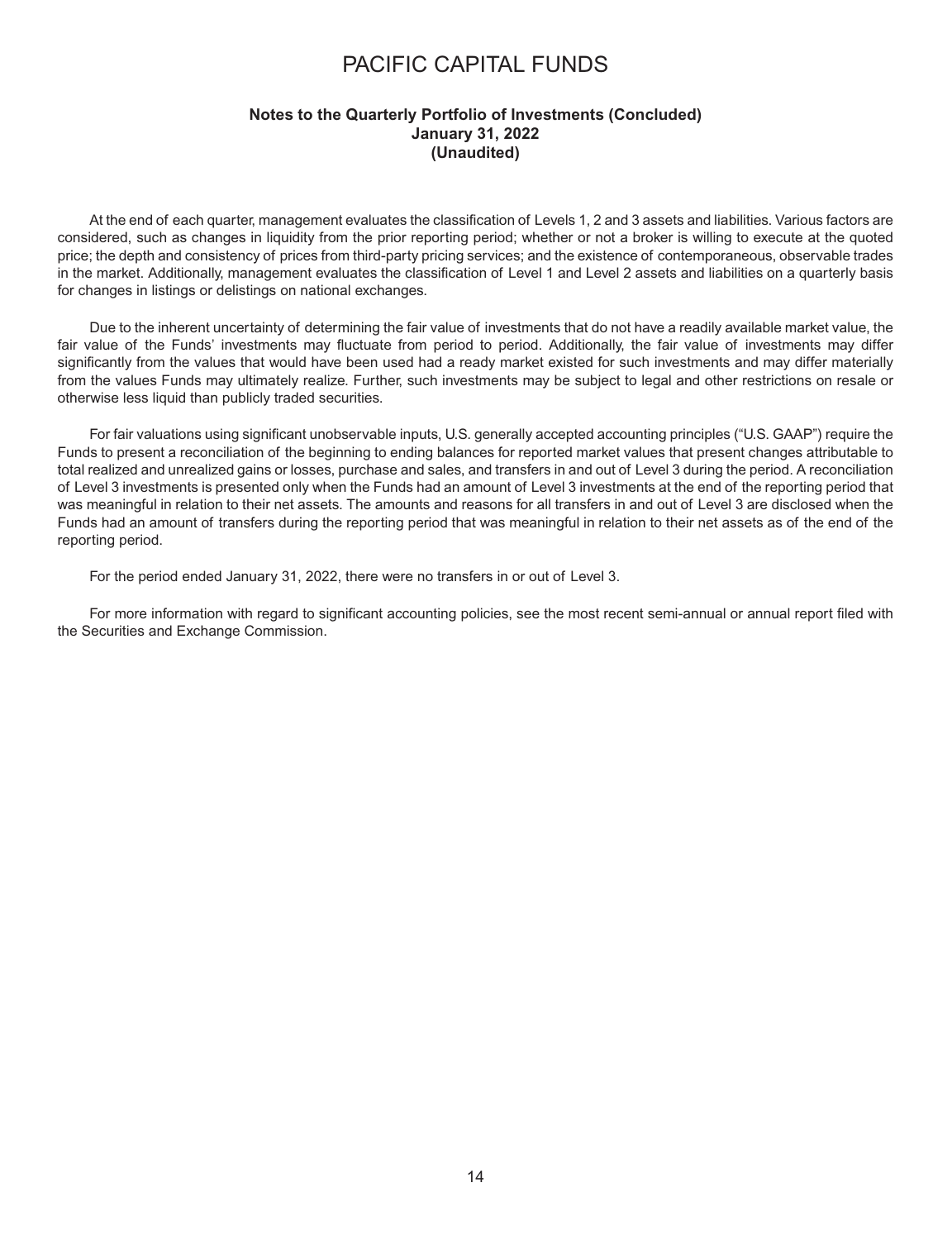# PACIFIC CAPITAL FUNDS

**Notes to the Quarterly Portfolio of Investments (Concluded)**
**January 31, 2022**
**(Unaudited)**

At the end of each quarter, management evaluates the classification of Levels 1, 2 and 3 assets and liabilities. Various factors are considered, such as changes in liquidity from the prior reporting period; whether or not a broker is willing to execute at the quoted price; the depth and consistency of prices from third-party pricing services; and the existence of contemporaneous, observable trades in the market. Additionally, management evaluates the classification of Level 1 and Level 2 assets and liabilities on a quarterly basis for changes in listings or delistings on national exchanges.

Due to the inherent uncertainty of determining the fair value of investments that do not have a readily available market value, the fair value of the Funds' investments may fluctuate from period to period. Additionally, the fair value of investments may differ significantly from the values that would have been used had a ready market existed for such investments and may differ materially from the values Funds may ultimately realize. Further, such investments may be subject to legal and other restrictions on resale or otherwise less liquid than publicly traded securities.

For fair valuations using significant unobservable inputs, U.S. generally accepted accounting principles ("U.S. GAAP") require the Funds to present a reconciliation of the beginning to ending balances for reported market values that present changes attributable to total realized and unrealized gains or losses, purchase and sales, and transfers in and out of Level 3 during the period. A reconciliation of Level 3 investments is presented only when the Funds had an amount of Level 3 investments at the end of the reporting period that was meaningful in relation to their net assets. The amounts and reasons for all transfers in and out of Level 3 are disclosed when the Funds had an amount of transfers during the reporting period that was meaningful in relation to their net assets as of the end of the reporting period.

For the period ended January 31, 2022, there were no transfers in or out of Level 3.

For more information with regard to significant accounting policies, see the most recent semi-annual or annual report filed with the Securities and Exchange Commission.